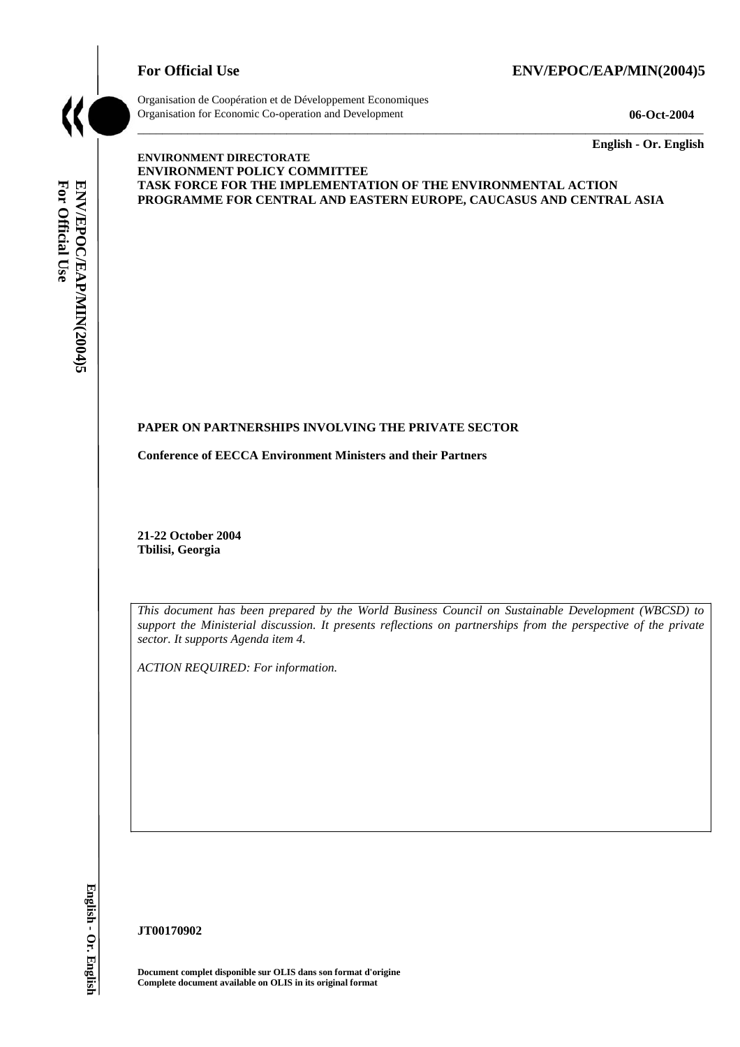**For Official Use** **ENV/EPOC/EAP/MIN(2004)5**

Organisation de Coopération et de Développement Economiques
Organisation for Economic Co-operation and Development **06-Oct-2004**

**English - Or. English**

**ENVIRONMENT DIRECTORATE**
**ENVIRONMENT POLICY COMMITTEE**
**TASK FORCE FOR THE IMPLEMENTATION OF THE ENVIRONMENTAL ACTION PROGRAMME FOR CENTRAL AND EASTERN EUROPE, CAUCASUS AND CENTRAL ASIA**

**PAPER ON PARTNERSHIPS INVOLVING THE PRIVATE SECTOR**

**Conference of EECCA Environment Ministers and their Partners**

**21-22 October 2004**
**Tbilisi, Georgia**

*This document has been prepared by the World Business Council on Sustainable Development (WBCSD) to support the Ministerial discussion. It presents reflections on partnerships from the perspective of the private sector. It supports Agenda item 4.*

*ACTION REQUIRED: For information.*

**JT00170902**

**Document complet disponible sur OLIS dans son format d'origine**
**Complete document available on OLIS in its original format**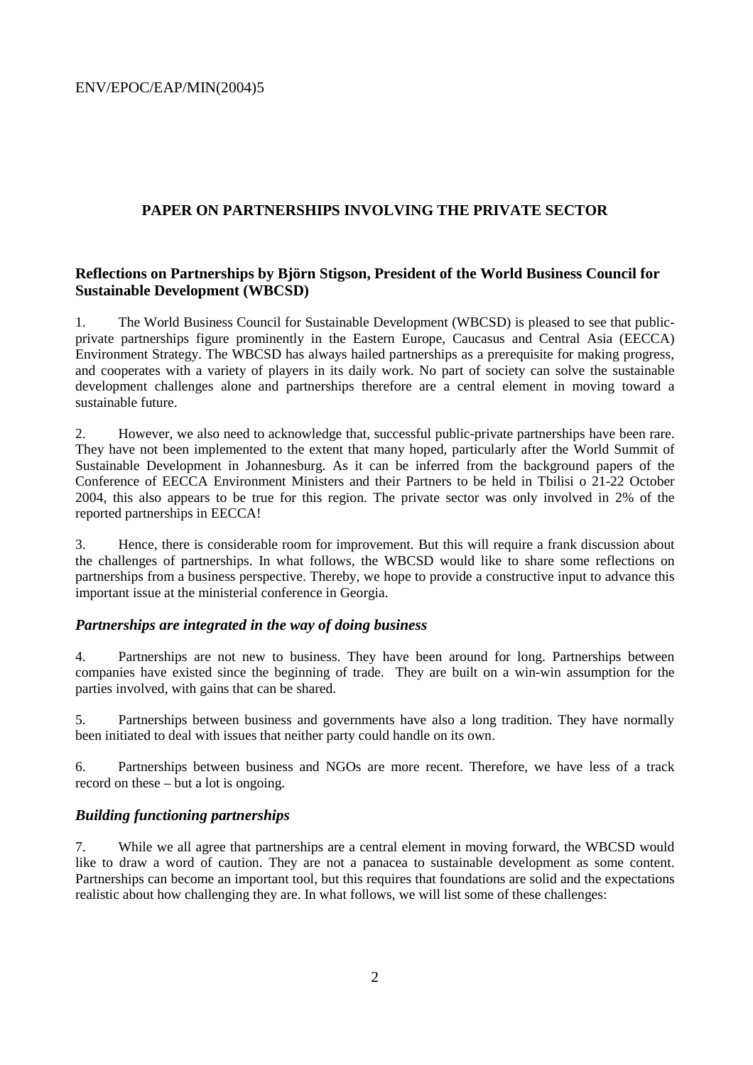## PAPER ON PARTNERSHIPS INVOLVING THE PRIVATE SECTOR

### Reflections on Partnerships by Björn Stigson, President of the World Business Council for Sustainable Development (WBCSD)

1. The World Business Council for Sustainable Development (WBCSD) is pleased to see that public-private partnerships figure prominently in the Eastern Europe, Caucasus and Central Asia (EECCA) Environment Strategy. The WBCSD has always hailed partnerships as a prerequisite for making progress, and cooperates with a variety of players in its daily work. No part of society can solve the sustainable development challenges alone and partnerships therefore are a central element in moving toward a sustainable future.

2. However, we also need to acknowledge that, successful public-private partnerships have been rare. They have not been implemented to the extent that many hoped, particularly after the World Summit of Sustainable Development in Johannesburg. As it can be inferred from the background papers of the Conference of EECCA Environment Ministers and their Partners to be held in Tbilisi o 21-22 October 2004, this also appears to be true for this region. The private sector was only involved in 2% of the reported partnerships in EECCA!

3. Hence, there is considerable room for improvement. But this will require a frank discussion about the challenges of partnerships. In what follows, the WBCSD would like to share some reflections on partnerships from a business perspective. Thereby, we hope to provide a constructive input to advance this important issue at the ministerial conference in Georgia.

### *Partnerships are integrated in the way of doing business*

4. Partnerships are not new to business. They have been around for long. Partnerships between companies have existed since the beginning of trade. They are built on a win-win assumption for the parties involved, with gains that can be shared.

5. Partnerships between business and governments have also a long tradition. They have normally been initiated to deal with issues that neither party could handle on its own.

6. Partnerships between business and NGOs are more recent. Therefore, we have less of a track record on these – but a lot is ongoing.

### *Building functioning partnerships*

7. While we all agree that partnerships are a central element in moving forward, the WBCSD would like to draw a word of caution. They are not a panacea to sustainable development as some content. Partnerships can become an important tool, but this requires that foundations are solid and the expectations realistic about how challenging they are. In what follows, we will list some of these challenges: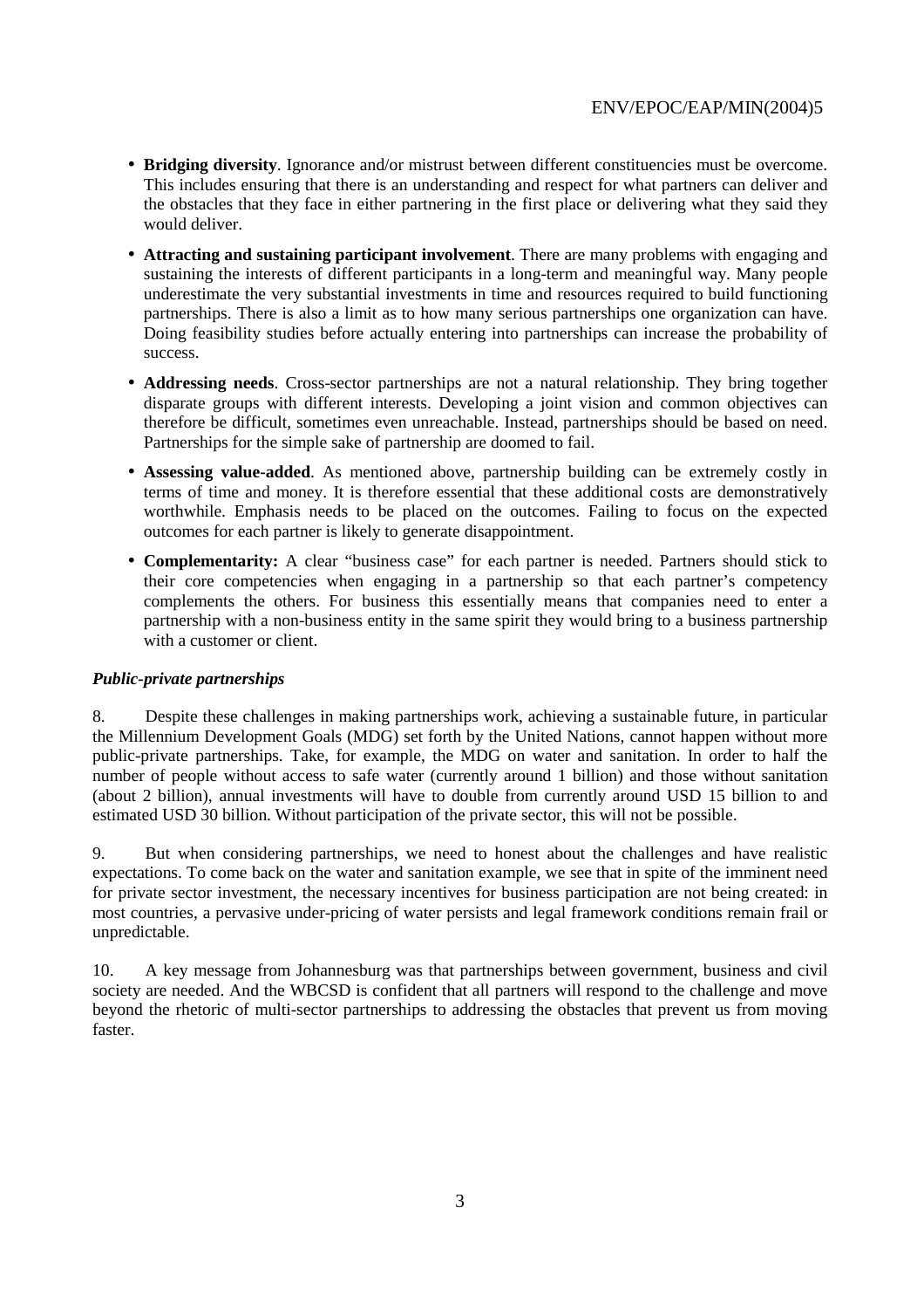- **Bridging diversity**. Ignorance and/or mistrust between different constituencies must be overcome. This includes ensuring that there is an understanding and respect for what partners can deliver and the obstacles that they face in either partnering in the first place or delivering what they said they would deliver.
- **Attracting and sustaining participant involvement**. There are many problems with engaging and sustaining the interests of different participants in a long-term and meaningful way. Many people underestimate the very substantial investments in time and resources required to build functioning partnerships. There is also a limit as to how many serious partnerships one organization can have. Doing feasibility studies before actually entering into partnerships can increase the probability of success.
- **Addressing needs**. Cross-sector partnerships are not a natural relationship. They bring together disparate groups with different interests. Developing a joint vision and common objectives can therefore be difficult, sometimes even unreachable. Instead, partnerships should be based on need. Partnerships for the simple sake of partnership are doomed to fail.
- **Assessing value-added**. As mentioned above, partnership building can be extremely costly in terms of time and money. It is therefore essential that these additional costs are demonstratively worthwhile. Emphasis needs to be placed on the outcomes. Failing to focus on the expected outcomes for each partner is likely to generate disappointment.
- **Complementarity:** A clear "business case" for each partner is needed. Partners should stick to their core competencies when engaging in a partnership so that each partner's competency complements the others. For business this essentially means that companies need to enter a partnership with a non-business entity in the same spirit they would bring to a business partnership with a customer or client.

***Public-private partnerships***

8. Despite these challenges in making partnerships work, achieving a sustainable future, in particular the Millennium Development Goals (MDG) set forth by the United Nations, cannot happen without more public-private partnerships. Take, for example, the MDG on water and sanitation. In order to half the number of people without access to safe water (currently around 1 billion) and those without sanitation (about 2 billion), annual investments will have to double from currently around USD 15 billion to and estimated USD 30 billion. Without participation of the private sector, this will not be possible.

9. But when considering partnerships, we need to honest about the challenges and have realistic expectations. To come back on the water and sanitation example, we see that in spite of the imminent need for private sector investment, the necessary incentives for business participation are not being created: in most countries, a pervasive under-pricing of water persists and legal framework conditions remain frail or unpredictable.

10. A key message from Johannesburg was that partnerships between government, business and civil society are needed. And the WBCSD is confident that all partners will respond to the challenge and move beyond the rhetoric of multi-sector partnerships to addressing the obstacles that prevent us from moving faster.